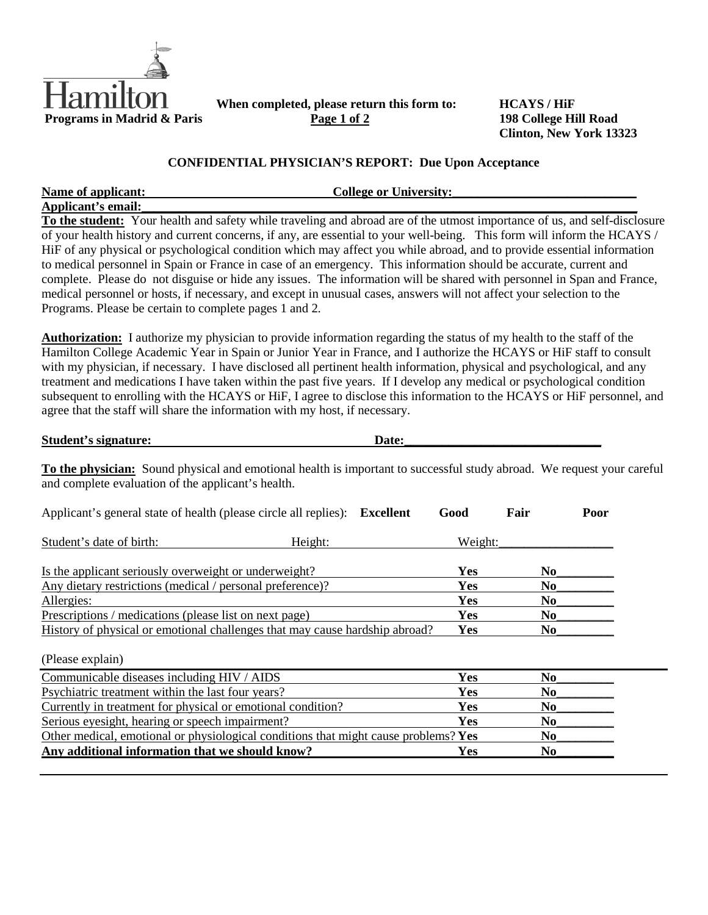Hamilton
**Programs in Madrid & Paris**

**When completed, please return this form to:**
**Page 1 of 2**

**HCAYS / HiF**
**198 College Hill Road**
**Clinton, New York 13323**

## CONFIDENTIAL PHYSICIAN'S REPORT: Due Upon Acceptance

**Name of applicant:** ____________________________ **College or University:** ____________________________
**Applicant's email:** ____________________________________________________________________________

**To the student:** Your health and safety while traveling and abroad are of the utmost importance of us, and self-disclosure of your health history and current concerns, if any, are essential to your well-being. This form will inform the HCAYS / HiF of any physical or psychological condition which may affect you while abroad, and to provide essential information to medical personnel in Spain or France in case of an emergency. This information should be accurate, current and complete. Please do not disguise or hide any issues. The information will be shared with personnel in Span and France, medical personnel or hosts, if necessary, and except in unusual cases, answers will not affect your selection to the Programs. Please be certain to complete pages 1 and 2.

**Authorization:** I authorize my physician to provide information regarding the status of my health to the staff of the Hamilton College Academic Year in Spain or Junior Year in France, and I authorize the HCAYS or HiF staff to consult with my physician, if necessary. I have disclosed all pertinent health information, physical and psychological, and any treatment and medications I have taken within the past five years. If I develop any medical or psychological condition subsequent to enrolling with the HCAYS or HiF, I agree to disclose this information to the HCAYS or HiF personnel, and agree that the staff will share the information with my host, if necessary.

**Student's signature:** ____________________________ **Date:** ____________________________

**To the physician:** Sound physical and emotional health is important to successful study abroad. We request your careful and complete evaluation of the applicant's health.

Applicant's general state of health (please circle all replies): **Excellent** **Good** **Fair** **Poor**

Student's date of birth: __________ Height: __________ Weight: __________

| | | |
|---|---|---|
| Is the applicant seriously overweight or underweight? | **Yes** | **No**_________ |
| Any dietary restrictions (medical / personal preference)? | **Yes** | **No**_________ |
| Allergies: | **Yes** | **No**_________ |
| Prescriptions / medications (please list on next page) | **Yes** | **No**_________ |
| History of physical or emotional challenges that may cause hardship abroad? | **Yes** | **No**_________ |

(Please explain)

| | | |
|---|---|---|
| Communicable diseases including HIV / AIDS | **Yes** | **No**_________ |
| Psychiatric treatment within the last four years? | **Yes** | **No**_________ |
| Currently in treatment for physical or emotional condition? | **Yes** | **No**_________ |
| Serious eyesight, hearing or speech impairment? | **Yes** | **No**_________ |
| Other medical, emotional or physiological conditions that might cause problems? | **Yes** | **No**_________ |
| **Any additional information that we should know?** | **Yes** | **No**_________ |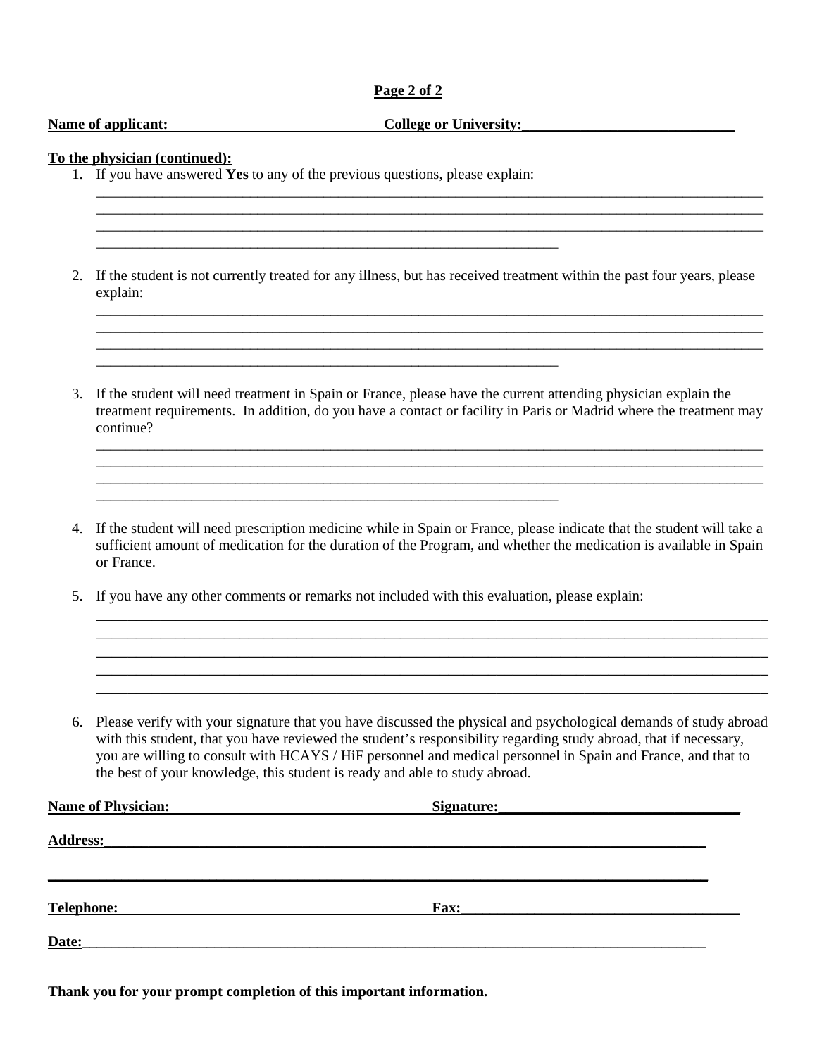**Name of applicant:** \_\_\_\_\_\_\_\_\_\_\_\_\_\_\_\_\_\_\_\_\_\_\_\_\_\_\_\_ **College or University:**\_\_\_\_\_\_\_\_\_\_\_\_\_\_\_\_\_\_\_\_\_\_\_\_\_\_\_\_

**To the physician (continued):**

1. If you have answered **Yes** to any of the previous questions, please explain:

   \_\_\_\_\_\_\_\_\_\_\_\_\_\_\_\_\_\_\_\_\_\_\_\_\_\_\_\_\_\_\_\_\_\_\_\_\_\_\_\_\_\_\_\_\_\_\_\_\_\_\_\_\_\_\_\_\_\_\_\_\_\_\_\_\_\_\_\_\_\_\_\_\_\_\_\_\_\_\_\_\_\_\_\_\_\_\_\_\_\_\_\_
   \_\_\_\_\_\_\_\_\_\_\_\_\_\_\_\_\_\_\_\_\_\_\_\_\_\_\_\_\_\_\_\_\_\_\_\_\_\_\_\_\_\_\_\_\_\_\_\_\_\_\_\_\_\_\_\_\_\_\_\_\_\_\_\_\_\_\_\_\_\_\_\_\_\_\_\_\_\_\_\_\_\_\_\_\_\_\_\_\_\_\_\_
   \_\_\_\_\_\_\_\_\_\_\_\_\_\_\_\_\_\_\_\_\_\_\_\_\_\_\_\_\_\_\_\_\_\_\_\_\_\_\_\_\_\_\_\_\_\_\_\_\_\_\_\_\_\_\_\_\_\_\_\_\_\_\_\_\_\_\_\_\_\_\_\_\_\_\_\_\_\_\_\_\_\_\_\_\_\_\_\_\_\_\_\_
   \_\_\_\_\_\_\_\_\_\_\_\_\_\_\_\_\_\_\_\_\_\_\_\_\_\_\_\_\_\_\_\_\_\_\_\_\_\_\_\_\_\_\_\_\_\_\_\_\_\_\_\_\_\_\_\_\_\_\_\_\_\_\_\_

2. If the student is not currently treated for any illness, but has received treatment within the past four years, please explain:

   \_\_\_\_\_\_\_\_\_\_\_\_\_\_\_\_\_\_\_\_\_\_\_\_\_\_\_\_\_\_\_\_\_\_\_\_\_\_\_\_\_\_\_\_\_\_\_\_\_\_\_\_\_\_\_\_\_\_\_\_\_\_\_\_\_\_\_\_\_\_\_\_\_\_\_\_\_\_\_\_\_\_\_\_\_\_\_\_\_\_\_\_
   \_\_\_\_\_\_\_\_\_\_\_\_\_\_\_\_\_\_\_\_\_\_\_\_\_\_\_\_\_\_\_\_\_\_\_\_\_\_\_\_\_\_\_\_\_\_\_\_\_\_\_\_\_\_\_\_\_\_\_\_\_\_\_\_\_\_\_\_\_\_\_\_\_\_\_\_\_\_\_\_\_\_\_\_\_\_\_\_\_\_\_\_
   \_\_\_\_\_\_\_\_\_\_\_\_\_\_\_\_\_\_\_\_\_\_\_\_\_\_\_\_\_\_\_\_\_\_\_\_\_\_\_\_\_\_\_\_\_\_\_\_\_\_\_\_\_\_\_\_\_\_\_\_\_\_\_\_\_\_\_\_\_\_\_\_\_\_\_\_\_\_\_\_\_\_\_\_\_\_\_\_\_\_\_\_
   \_\_\_\_\_\_\_\_\_\_\_\_\_\_\_\_\_\_\_\_\_\_\_\_\_\_\_\_\_\_\_\_\_\_\_\_\_\_\_\_\_\_\_\_\_\_\_\_\_\_\_\_\_\_\_\_\_\_\_\_\_\_\_\_

3. If the student will need treatment in Spain or France, please have the current attending physician explain the treatment requirements. In addition, do you have a contact or facility in Paris or Madrid where the treatment may continue?

   \_\_\_\_\_\_\_\_\_\_\_\_\_\_\_\_\_\_\_\_\_\_\_\_\_\_\_\_\_\_\_\_\_\_\_\_\_\_\_\_\_\_\_\_\_\_\_\_\_\_\_\_\_\_\_\_\_\_\_\_\_\_\_\_\_\_\_\_\_\_\_\_\_\_\_\_\_\_\_\_\_\_\_\_\_\_\_\_\_\_\_\_
   \_\_\_\_\_\_\_\_\_\_\_\_\_\_\_\_\_\_\_\_\_\_\_\_\_\_\_\_\_\_\_\_\_\_\_\_\_\_\_\_\_\_\_\_\_\_\_\_\_\_\_\_\_\_\_\_\_\_\_\_\_\_\_\_\_\_\_\_\_\_\_\_\_\_\_\_\_\_\_\_\_\_\_\_\_\_\_\_\_\_\_\_
   \_\_\_\_\_\_\_\_\_\_\_\_\_\_\_\_\_\_\_\_\_\_\_\_\_\_\_\_\_\_\_\_\_\_\_\_\_\_\_\_\_\_\_\_\_\_\_\_\_\_\_\_\_\_\_\_\_\_\_\_\_\_\_\_\_\_\_\_\_\_\_\_\_\_\_\_\_\_\_\_\_\_\_\_\_\_\_\_\_\_\_\_
   \_\_\_\_\_\_\_\_\_\_\_\_\_\_\_\_\_\_\_\_\_\_\_\_\_\_\_\_\_\_\_\_\_\_\_\_\_\_\_\_\_\_\_\_\_\_\_\_\_\_\_\_\_\_\_\_\_\_\_\_\_\_\_\_

4. If the student will need prescription medicine while in Spain or France, please indicate that the student will take a sufficient amount of medication for the duration of the Program, and whether the medication is available in Spain or France.

5. If you have any other comments or remarks not included with this evaluation, please explain:

   \_\_\_\_\_\_\_\_\_\_\_\_\_\_\_\_\_\_\_\_\_\_\_\_\_\_\_\_\_\_\_\_\_\_\_\_\_\_\_\_\_\_\_\_\_\_\_\_\_\_\_\_\_\_\_\_\_\_\_\_\_\_\_\_\_\_\_\_\_\_\_\_\_\_\_\_\_\_\_\_\_\_\_\_\_\_\_\_\_\_\_\_
   \_\_\_\_\_\_\_\_\_\_\_\_\_\_\_\_\_\_\_\_\_\_\_\_\_\_\_\_\_\_\_\_\_\_\_\_\_\_\_\_\_\_\_\_\_\_\_\_\_\_\_\_\_\_\_\_\_\_\_\_\_\_\_\_\_\_\_\_\_\_\_\_\_\_\_\_\_\_\_\_\_\_\_\_\_\_\_\_\_\_\_\_
   \_\_\_\_\_\_\_\_\_\_\_\_\_\_\_\_\_\_\_\_\_\_\_\_\_\_\_\_\_\_\_\_\_\_\_\_\_\_\_\_\_\_\_\_\_\_\_\_\_\_\_\_\_\_\_\_\_\_\_\_\_\_\_\_\_\_\_\_\_\_\_\_\_\_\_\_\_\_\_\_\_\_\_\_\_\_\_\_\_\_\_\_
   \_\_\_\_\_\_\_\_\_\_\_\_\_\_\_\_\_\_\_\_\_\_\_\_\_\_\_\_\_\_\_\_\_\_\_\_\_\_\_\_\_\_\_\_\_\_\_\_\_\_\_\_\_\_\_\_\_\_\_\_\_\_\_\_\_\_\_\_\_\_\_\_\_\_\_\_\_\_\_\_\_\_\_\_\_\_\_\_\_\_\_\_
   \_\_\_\_\_\_\_\_\_\_\_\_\_\_\_\_\_\_\_\_\_\_\_\_\_\_\_\_\_\_\_\_\_\_\_\_\_\_\_\_\_\_\_\_\_\_\_\_\_\_\_\_\_\_\_\_\_\_\_\_\_\_\_\_\_\_\_\_\_\_\_\_\_\_\_\_\_\_\_\_\_\_\_\_\_\_\_\_\_\_\_\_

6. Please verify with your signature that you have discussed the physical and psychological demands of study abroad with this student, that you have reviewed the student's responsibility regarding study abroad, that if necessary, you are willing to consult with HCAYS / HiF personnel and medical personnel in Spain and France, and that to the best of your knowledge, this student is ready and able to study abroad.

**Name of Physician:** \_\_\_\_\_\_\_\_\_\_\_\_\_\_\_\_\_\_\_\_\_\_\_\_\_\_\_\_\_\_\_\_\_\_ **Signature:**\_\_\_\_\_\_\_\_\_\_\_\_\_\_\_\_\_\_\_\_\_\_\_\_\_\_\_\_\_\_\_\_

**Address:**\_\_\_\_\_\_\_\_\_\_\_\_\_\_\_\_\_\_\_\_\_\_\_\_\_\_\_\_\_\_\_\_\_\_\_\_\_\_\_\_\_\_\_\_\_\_\_\_\_\_\_\_\_\_\_\_\_\_\_\_\_\_\_\_\_\_\_\_\_\_\_\_\_\_\_\_\_\_\_\_

\_\_\_\_\_\_\_\_\_\_\_\_\_\_\_\_\_\_\_\_\_\_\_\_\_\_\_\_\_\_\_\_\_\_\_\_\_\_\_\_\_\_\_\_\_\_\_\_\_\_\_\_\_\_\_\_\_\_\_\_\_\_\_\_\_\_\_\_\_\_\_\_\_\_\_\_\_\_\_\_\_\_\_\_\_\_\_\_\_

**Telephone:** \_\_\_\_\_\_\_\_\_\_\_\_\_\_\_\_\_\_\_\_\_\_\_\_\_\_\_\_\_\_\_\_\_\_\_\_\_\_\_\_ **Fax:**\_\_\_\_\_\_\_\_\_\_\_\_\_\_\_\_\_\_\_\_\_\_\_\_\_\_\_\_\_\_\_\_\_\_\_\_\_\_

**Date:**\_\_\_\_\_\_\_\_\_\_\_\_\_\_\_\_\_\_\_\_\_\_\_\_\_\_\_\_\_\_\_\_\_\_\_\_\_\_\_\_\_\_\_\_\_\_\_\_\_\_\_\_\_\_\_\_\_\_\_\_\_\_\_\_\_\_\_\_\_\_\_\_\_\_\_\_\_\_\_\_\_\_\_\_\_\_

**Thank you for your prompt completion of this important information.**